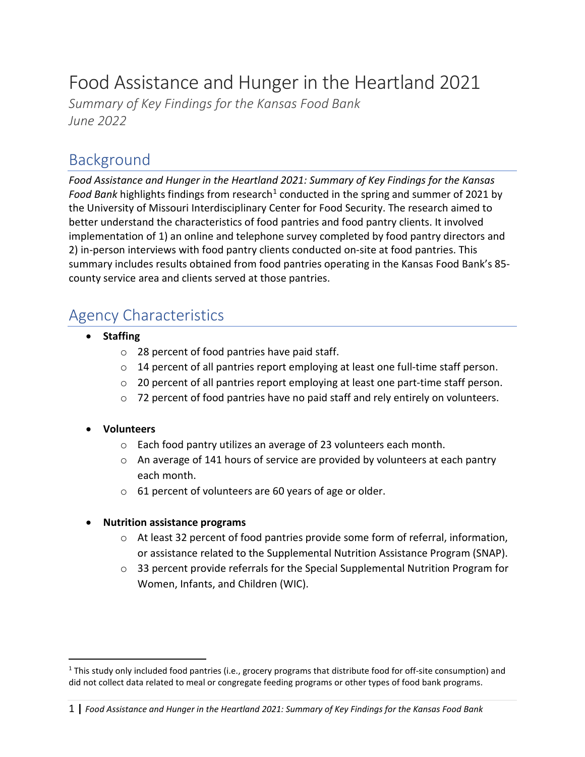# Food Assistance and Hunger in the Heartland 2021

*Summary of Key Findings for the Kansas Food Bank*
*June 2022*

## Background

*Food Assistance and Hunger in the Heartland 2021: Summary of Key Findings for the Kansas Food Bank* highlights findings from research[1] conducted in the spring and summer of 2021 by the University of Missouri Interdisciplinary Center for Food Security. The research aimed to better understand the characteristics of food pantries and food pantry clients. It involved implementation of 1) an online and telephone survey completed by food pantry directors and 2) in-person interviews with food pantry clients conducted on-site at food pantries. This summary includes results obtained from food pantries operating in the Kansas Food Bank's 85-county service area and clients served at those pantries.

## Agency Characteristics

- **Staffing**
  - 28 percent of food pantries have paid staff.
  - 14 percent of all pantries report employing at least one full-time staff person.
  - 20 percent of all pantries report employing at least one part-time staff person.
  - 72 percent of food pantries have no paid staff and rely entirely on volunteers.

- **Volunteers**
  - Each food pantry utilizes an average of 23 volunteers each month.
  - An average of 141 hours of service are provided by volunteers at each pantry each month.
  - 61 percent of volunteers are 60 years of age or older.

- **Nutrition assistance programs**
  - At least 32 percent of food pantries provide some form of referral, information, or assistance related to the Supplemental Nutrition Assistance Program (SNAP).
  - 33 percent provide referrals for the Special Supplemental Nutrition Program for Women, Infants, and Children (WIC).

---

[1] This study only included food pantries (i.e., grocery programs that distribute food for off-site consumption) and did not collect data related to meal or congregate feeding programs or other types of food bank programs.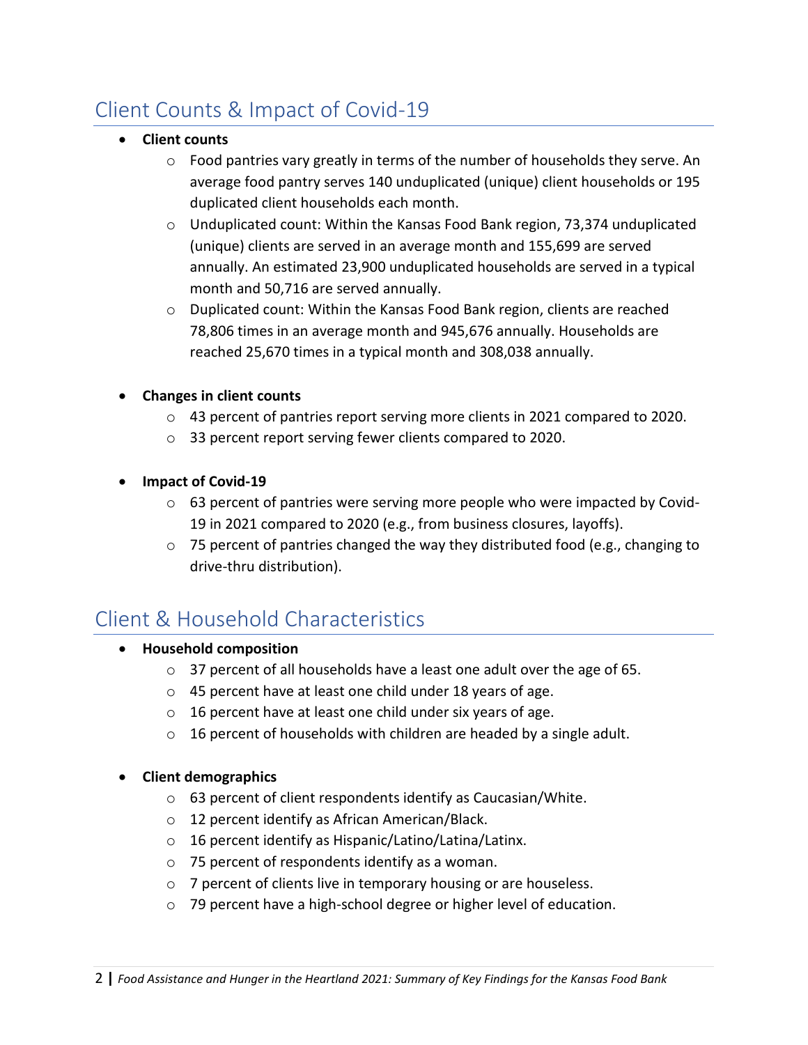## Client Counts & Impact of Covid-19

- **Client counts**
  - Food pantries vary greatly in terms of the number of households they serve. An average food pantry serves 140 unduplicated (unique) client households or 195 duplicated client households each month.
  - Unduplicated count: Within the Kansas Food Bank region, 73,374 unduplicated (unique) clients are served in an average month and 155,699 are served annually. An estimated 23,900 unduplicated households are served in a typical month and 50,716 are served annually.
  - Duplicated count: Within the Kansas Food Bank region, clients are reached 78,806 times in an average month and 945,676 annually. Households are reached 25,670 times in a typical month and 308,038 annually.

- **Changes in client counts**
  - 43 percent of pantries report serving more clients in 2021 compared to 2020.
  - 33 percent report serving fewer clients compared to 2020.

- **Impact of Covid-19**
  - 63 percent of pantries were serving more people who were impacted by Covid-19 in 2021 compared to 2020 (e.g., from business closures, layoffs).
  - 75 percent of pantries changed the way they distributed food (e.g., changing to drive-thru distribution).

## Client & Household Characteristics

- **Household composition**
  - 37 percent of all households have a least one adult over the age of 65.
  - 45 percent have at least one child under 18 years of age.
  - 16 percent have at least one child under six years of age.
  - 16 percent of households with children are headed by a single adult.

- **Client demographics**
  - 63 percent of client respondents identify as Caucasian/White.
  - 12 percent identify as African American/Black.
  - 16 percent identify as Hispanic/Latino/Latina/Latinx.
  - 75 percent of respondents identify as a woman.
  - 7 percent of clients live in temporary housing or are houseless.
  - 79 percent have a high-school degree or higher level of education.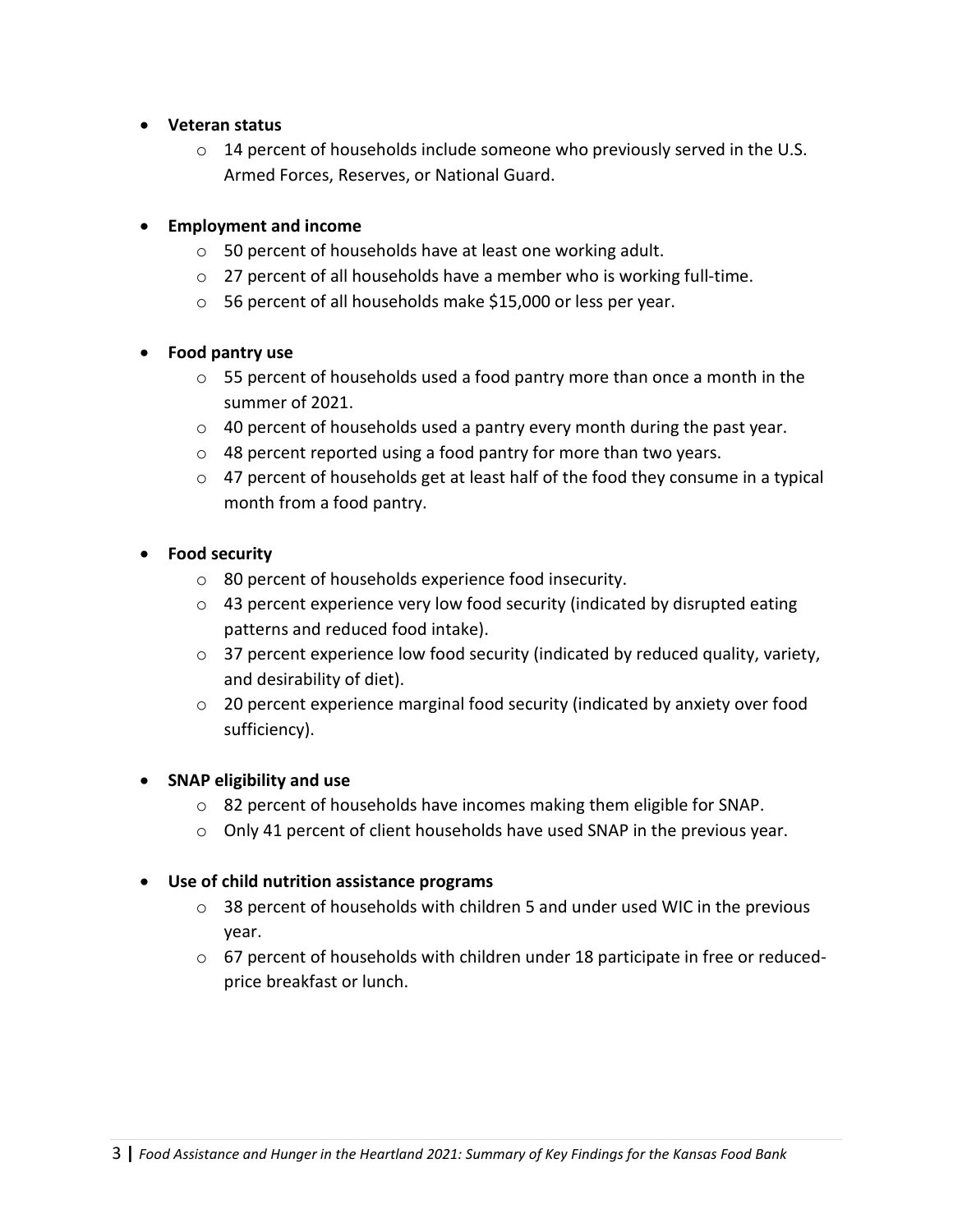- **Veteran status**
    - 14 percent of households include someone who previously served in the U.S. Armed Forces, Reserves, or National Guard.

- **Employment and income**
    - 50 percent of households have at least one working adult.
    - 27 percent of all households have a member who is working full-time.
    - 56 percent of all households make $15,000 or less per year.

- **Food pantry use**
    - 55 percent of households used a food pantry more than once a month in the summer of 2021.
    - 40 percent of households used a pantry every month during the past year.
    - 48 percent reported using a food pantry for more than two years.
    - 47 percent of households get at least half of the food they consume in a typical month from a food pantry.

- **Food security**
    - 80 percent of households experience food insecurity.
    - 43 percent experience very low food security (indicated by disrupted eating patterns and reduced food intake).
    - 37 percent experience low food security (indicated by reduced quality, variety, and desirability of diet).
    - 20 percent experience marginal food security (indicated by anxiety over food sufficiency).

- **SNAP eligibility and use**
    - 82 percent of households have incomes making them eligible for SNAP.
    - Only 41 percent of client households have used SNAP in the previous year.

- **Use of child nutrition assistance programs**
    - 38 percent of households with children 5 and under used WIC in the previous year.
    - 67 percent of households with children under 18 participate in free or reduced-price breakfast or lunch.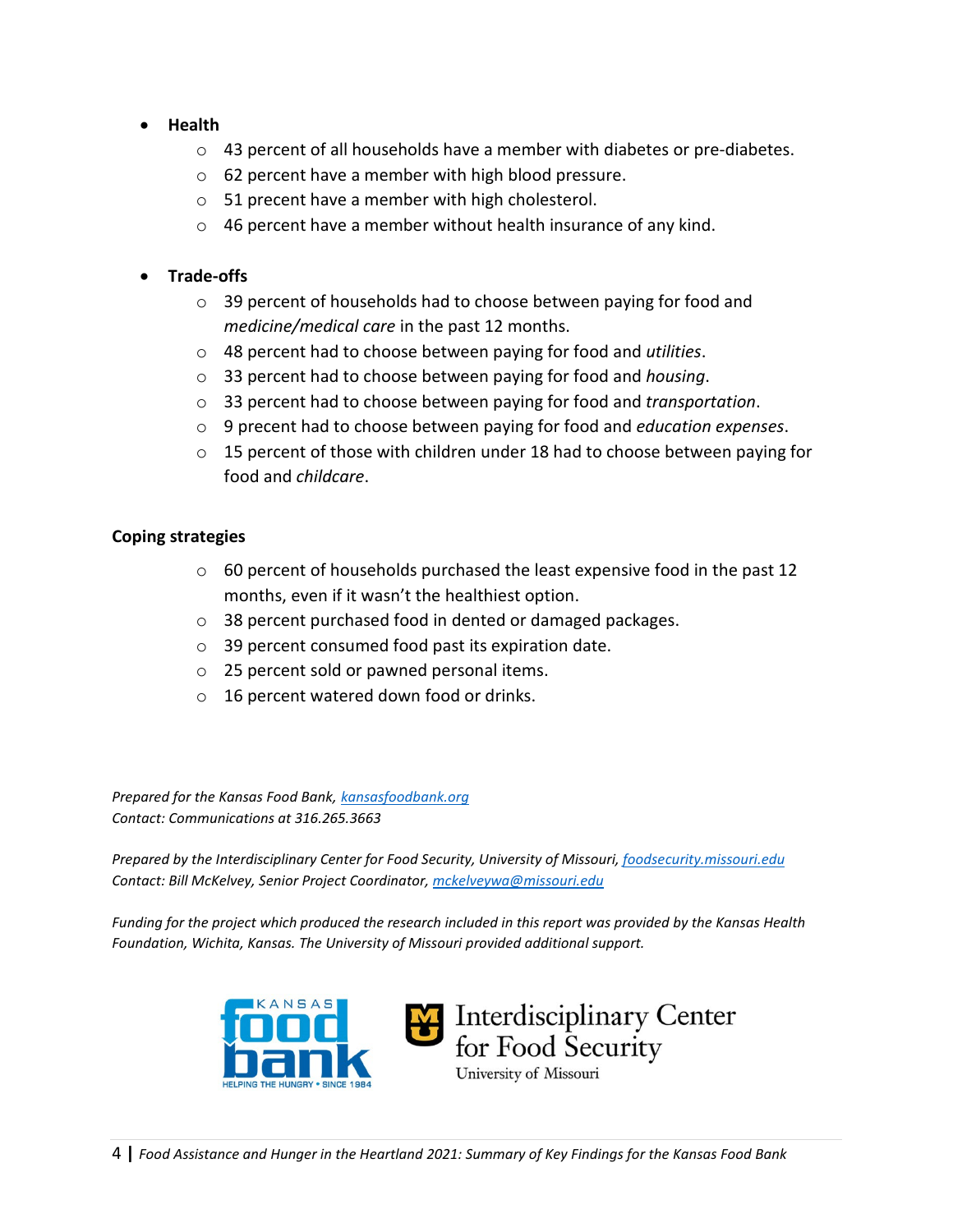- **Health**
  - 43 percent of all households have a member with diabetes or pre-diabetes.
  - 62 percent have a member with high blood pressure.
  - 51 precent have a member with high cholesterol.
  - 46 percent have a member without health insurance of any kind.

- **Trade-offs**
  - 39 percent of households had to choose between paying for food and *medicine/medical care* in the past 12 months.
  - 48 percent had to choose between paying for food and *utilities*.
  - 33 percent had to choose between paying for food and *housing*.
  - 33 percent had to choose between paying for food and *transportation*.
  - 9 precent had to choose between paying for food and *education expenses*.
  - 15 percent of those with children under 18 had to choose between paying for food and *childcare*.

**Coping strategies**

- 60 percent of households purchased the least expensive food in the past 12 months, even if it wasn't the healthiest option.
- 38 percent purchased food in dented or damaged packages.
- 39 percent consumed food past its expiration date.
- 25 percent sold or pawned personal items.
- 16 percent watered down food or drinks.

*Prepared for the Kansas Food Bank, kansasfoodbank.org*
*Contact: Communications at 316.265.3663*

*Prepared by the Interdisciplinary Center for Food Security, University of Missouri, foodsecurity.missouri.edu*
*Contact: Bill McKelvey, Senior Project Coordinator, mckelveywa@missouri.edu*

*Funding for the project which produced the research included in this report was provided by the Kansas Health Foundation, Wichita, Kansas. The University of Missouri provided additional support.*

KANSAS food bank HELPING THE HUNGRY • SINCE 1984

Interdisciplinary Center for Food Security University of Missouri